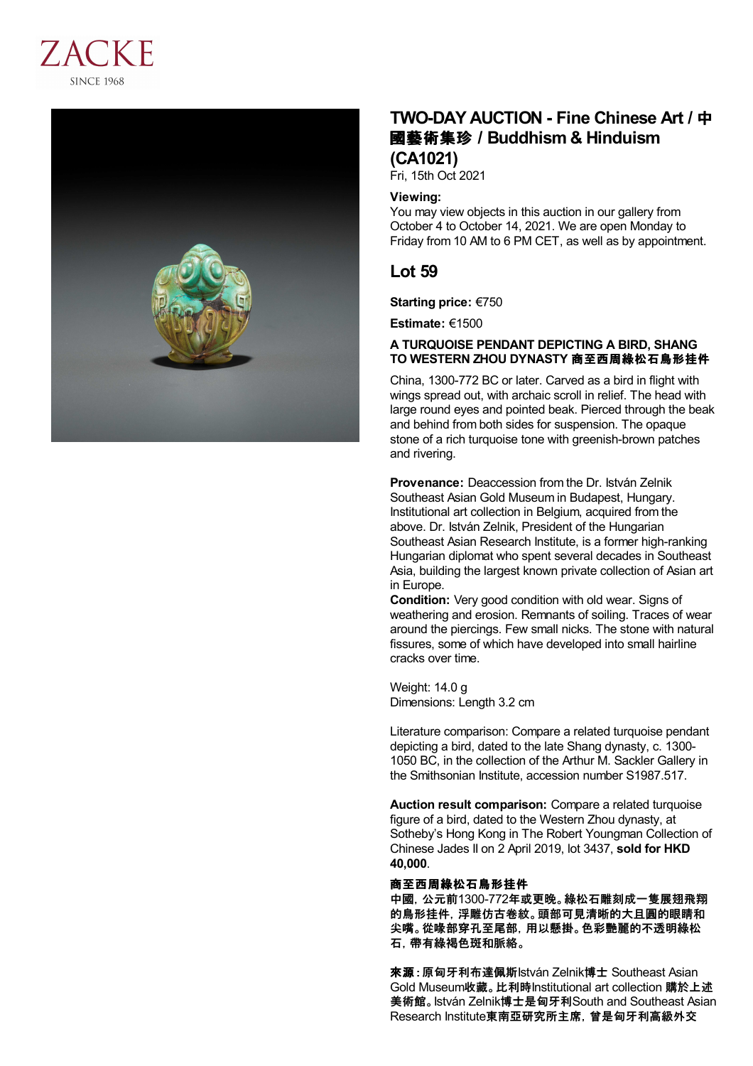ZACKE
SINCE 1968

# TWO-DAY AUCTION - Fine Chinese Art / 中國藝術集珍 / Buddhism & Hinduism (CA1021)

Fri, 15th Oct 2021

**Viewing:**
You may view objects in this auction in our gallery from October 4 to October 14, 2021. We are open Monday to Friday from 10 AM to 6 PM CET, as well as by appointment.

## Lot 59

**Starting price:** €750

**Estimate:** €1500

**A TURQUOISE PENDANT DEPICTING A BIRD, SHANG TO WESTERN ZHOU DYNASTY 商至西周綠松石鳥形挂件**

China, 1300-772 BC or later. Carved as a bird in flight with wings spread out, with archaic scroll in relief. The head with large round eyes and pointed beak. Pierced through the beak and behind from both sides for suspension. The opaque stone of a rich turquoise tone with greenish-brown patches and rivering.

**Provenance:** Deaccession from the Dr. István Zelnik Southeast Asian Gold Museum in Budapest, Hungary. Institutional art collection in Belgium, acquired from the above. Dr. István Zelnik, President of the Hungarian Southeast Asian Research Institute, is a former high-ranking Hungarian diplomat who spent several decades in Southeast Asia, building the largest known private collection of Asian art in Europe.
**Condition:** Very good condition with old wear. Signs of weathering and erosion. Remnants of soiling. Traces of wear around the piercings. Few small nicks. The stone with natural fissures, some of which have developed into small hairline cracks over time.

Weight: 14.0 g
Dimensions: Length 3.2 cm

Literature comparison: Compare a related turquoise pendant depicting a bird, dated to the late Shang dynasty, c. 1300-1050 BC, in the collection of the Arthur M. Sackler Gallery in the Smithsonian Institute, accession number S1987.517.

**Auction result comparison:** Compare a related turquoise figure of a bird, dated to the Western Zhou dynasty, at Sotheby's Hong Kong in The Robert Youngman Collection of Chinese Jades II on 2 April 2019, lot 3437, **sold for HKD 40,000**.

**商至西周綠松石鳥形挂件**
**中國，公元前1300-772年或更晚。綠松石雕刻成一隻展翅飛翔的鳥形挂件，浮雕仿古卷紋。頭部可見清晰的大且圓的眼睛和尖嘴。從喙部穿孔至尾部，用以懸掛。色彩艷麗的不透明綠松石，帶有綠褐色斑和脈絡。**

**來源：**原匈牙利布達佩斯István Zelnik博士 Southeast Asian Gold Museum收藏。比利時Institutional art collection 購於上述美術館。István Zelnik博士是匈牙利South and Southeast Asian Research Institute東南亞研究所主席，曾是匈牙利高級外交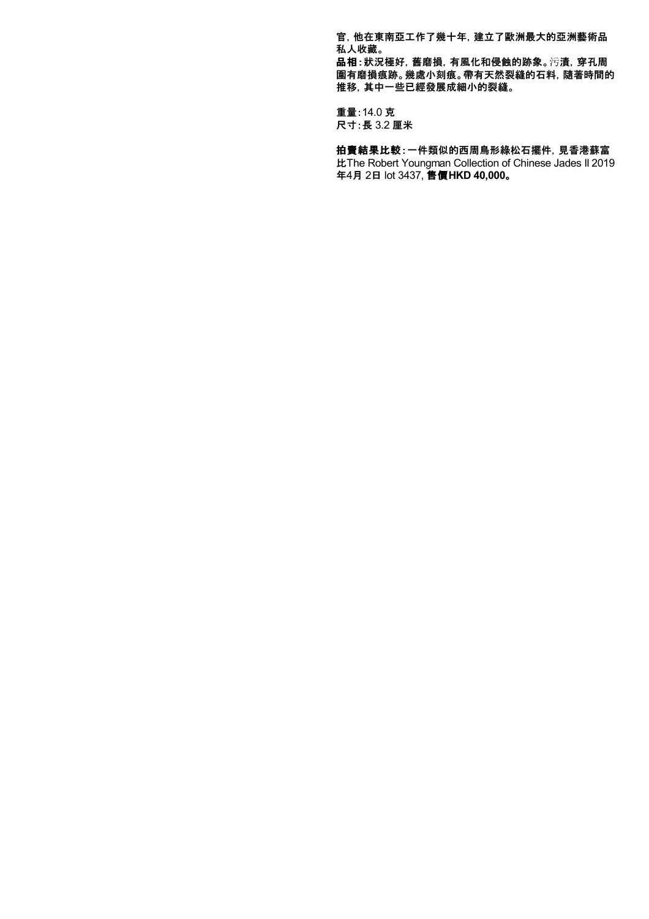**官，他在東南亞工作了幾十年，建立了歐洲最大的亞洲藝術品私人收藏。**

**品相：狀況極好，舊磨損，有風化和侵蝕的跡象。污漬，穿孔周圍有磨損痕跡。幾處小刻痕。帶有天然裂縫的石料，隨著時間的推移，其中一些已經發展成細小的裂縫。**

**重量：**14.0 **克**
**尺寸：長** 3.2 **厘米**

**拍賣結果比較：一件類似的西周鳥形綠松石擺件，見香港蘇富比**The Robert Youngman Collection of Chinese Jades II 2019 **年**4**月** 2**日** lot 3437, **售價HKD 40,000。**